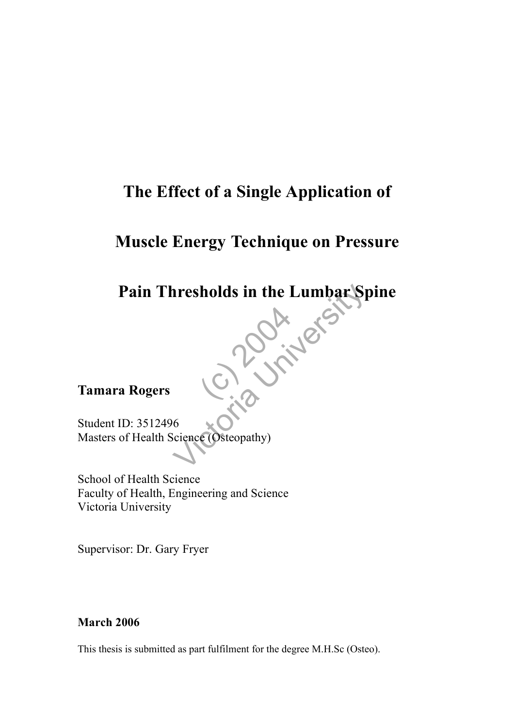# The Effect of a Single Application of Muscle Energy Technique on Pressure Pain Thresholds in the Lumbar Spine

**Tamara Rogers**

Student ID: 3512496
Masters of Health Science (Osteopathy)

School of Health Science
Faculty of Health, Engineering and Science
Victoria University

Supervisor: Dr. Gary Fryer

**March 2006**

This thesis is submitted as part fulfilment for the degree M.H.Sc (Osteo).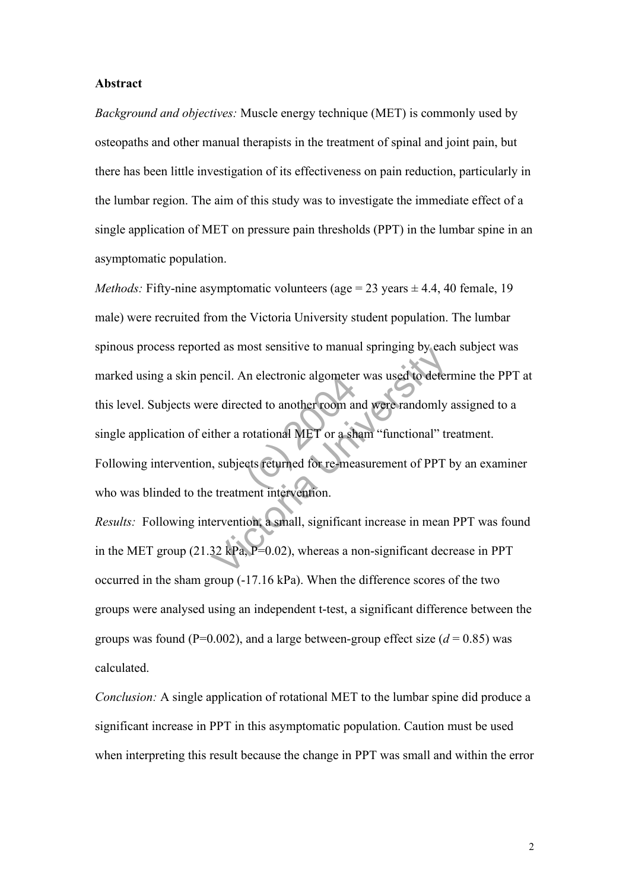**Abstract**

*Background and objectives:* Muscle energy technique (MET) is commonly used by osteopaths and other manual therapists in the treatment of spinal and joint pain, but there has been little investigation of its effectiveness on pain reduction, particularly in the lumbar region. The aim of this study was to investigate the immediate effect of a single application of MET on pressure pain thresholds (PPT) in the lumbar spine in an asymptomatic population.

*Methods:* Fifty-nine asymptomatic volunteers (age = 23 years ± 4.4, 40 female, 19 male) were recruited from the Victoria University student population. The lumbar spinous process reported as most sensitive to manual springing by each subject was marked using a skin pencil. An electronic algometer was used to determine the PPT at this level. Subjects were directed to another room and were randomly assigned to a single application of either a rotational MET or a sham "functional" treatment. Following intervention, subjects returned for re-measurement of PPT by an examiner who was blinded to the treatment intervention.

*Results:* Following intervention, a small, significant increase in mean PPT was found in the MET group (21.32 kPa, P=0.02), whereas a non-significant decrease in PPT occurred in the sham group (-17.16 kPa). When the difference scores of the two groups were analysed using an independent t-test, a significant difference between the groups was found (P=0.002), and a large between-group effect size ($d$ = 0.85) was calculated.

*Conclusion:* A single application of rotational MET to the lumbar spine did produce a significant increase in PPT in this asymptomatic population. Caution must be used when interpreting this result because the change in PPT was small and within the error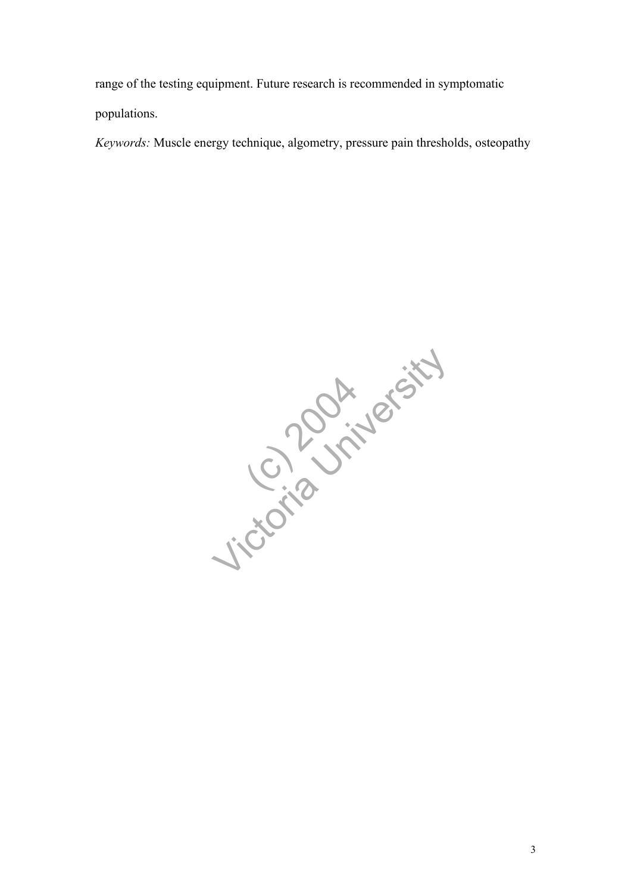range of the testing equipment. Future research is recommended in symptomatic populations.

*Keywords:* Muscle energy technique, algometry, pressure pain thresholds, osteopathy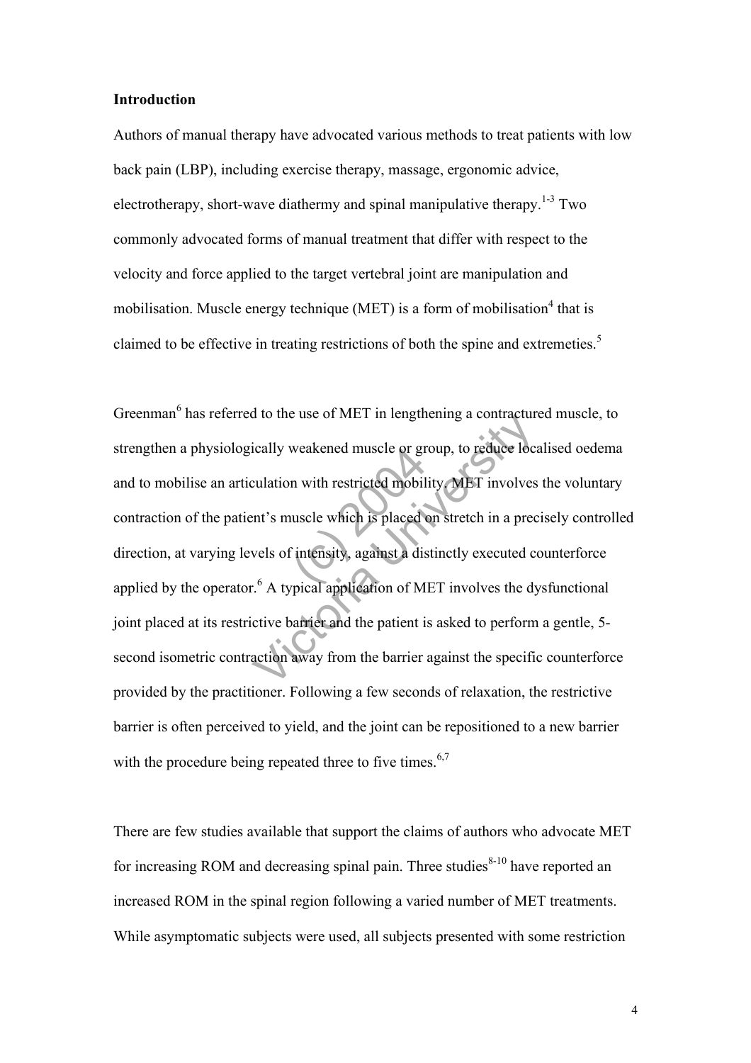**Introduction**

Authors of manual therapy have advocated various methods to treat patients with low back pain (LBP), including exercise therapy, massage, ergonomic advice, electrotherapy, short-wave diathermy and spinal manipulative therapy.[1-3] Two commonly advocated forms of manual treatment that differ with respect to the velocity and force applied to the target vertebral joint are manipulation and mobilisation. Muscle energy technique (MET) is a form of mobilisation[4] that is claimed to be effective in treating restrictions of both the spine and extremeties.[5]

Greenman[6] has referred to the use of MET in lengthening a contractured muscle, to strengthen a physiologically weakened muscle or group, to reduce localised oedema and to mobilise an articulation with restricted mobility. MET involves the voluntary contraction of the patient's muscle which is placed on stretch in a precisely controlled direction, at varying levels of intensity, against a distinctly executed counterforce applied by the operator.[6] A typical application of MET involves the dysfunctional joint placed at its restrictive barrier and the patient is asked to perform a gentle, 5-second isometric contraction away from the barrier against the specific counterforce provided by the practitioner. Following a few seconds of relaxation, the restrictive barrier is often perceived to yield, and the joint can be repositioned to a new barrier with the procedure being repeated three to five times.[6,7]

There are few studies available that support the claims of authors who advocate MET for increasing ROM and decreasing spinal pain. Three studies[8-10] have reported an increased ROM in the spinal region following a varied number of MET treatments. While asymptomatic subjects were used, all subjects presented with some restriction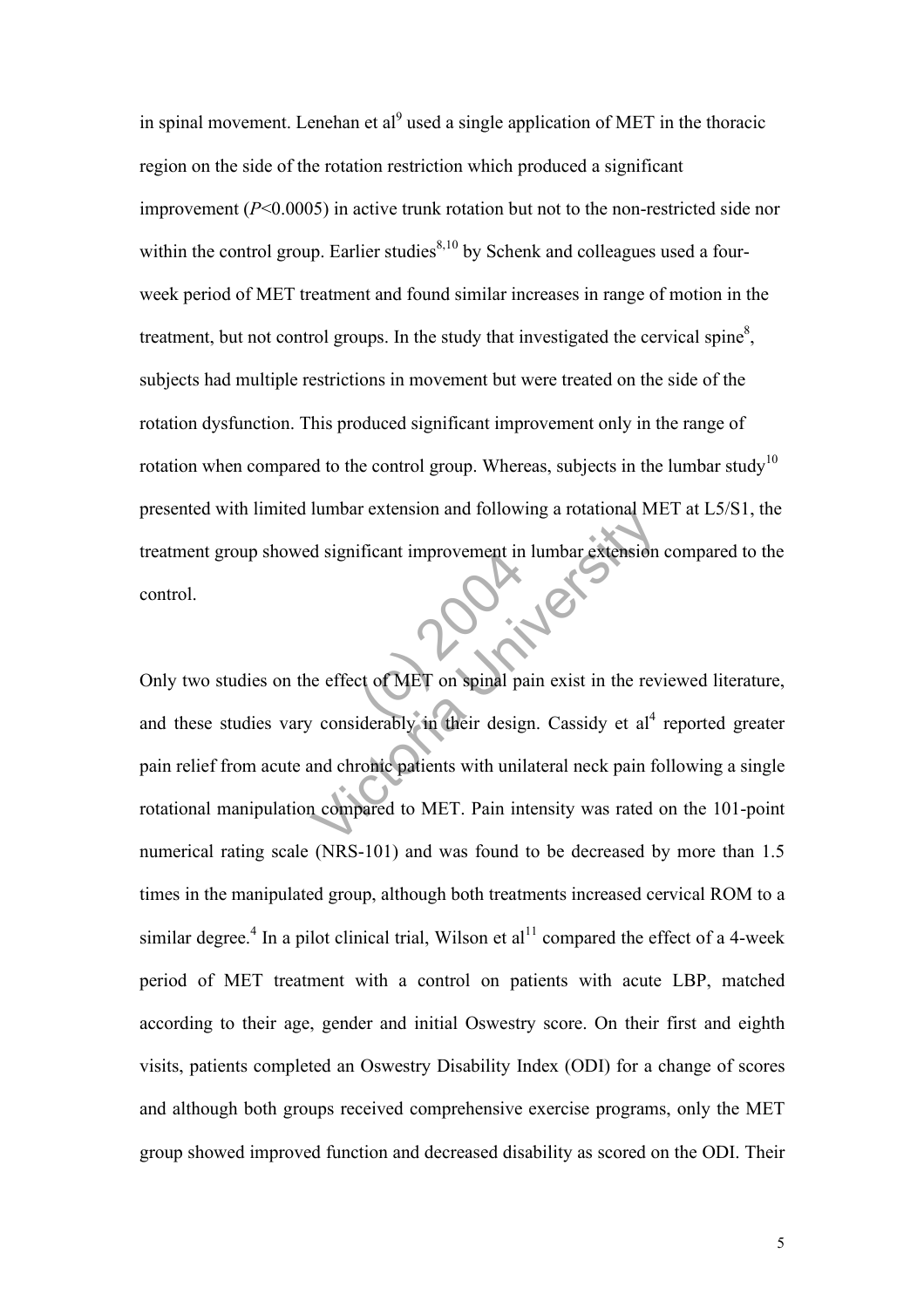in spinal movement. Lenehan et al[9] used a single application of MET in the thoracic region on the side of the rotation restriction which produced a significant improvement (*P*<0.0005) in active trunk rotation but not to the non-restricted side nor within the control group. Earlier studies[8,10] by Schenk and colleagues used a four-week period of MET treatment and found similar increases in range of motion in the treatment, but not control groups. In the study that investigated the cervical spine[8], subjects had multiple restrictions in movement but were treated on the side of the rotation dysfunction. This produced significant improvement only in the range of rotation when compared to the control group. Whereas, subjects in the lumbar study[10] presented with limited lumbar extension and following a rotational MET at L5/S1, the treatment group showed significant improvement in lumbar extension compared to the control.

Only two studies on the effect of MET on spinal pain exist in the reviewed literature, and these studies vary considerably in their design. Cassidy et al[4] reported greater pain relief from acute and chronic patients with unilateral neck pain following a single rotational manipulation compared to MET. Pain intensity was rated on the 101-point numerical rating scale (NRS-101) and was found to be decreased by more than 1.5 times in the manipulated group, although both treatments increased cervical ROM to a similar degree.[4] In a pilot clinical trial, Wilson et al[11] compared the effect of a 4-week period of MET treatment with a control on patients with acute LBP, matched according to their age, gender and initial Oswestry score. On their first and eighth visits, patients completed an Oswestry Disability Index (ODI) for a change of scores and although both groups received comprehensive exercise programs, only the MET group showed improved function and decreased disability as scored on the ODI. Their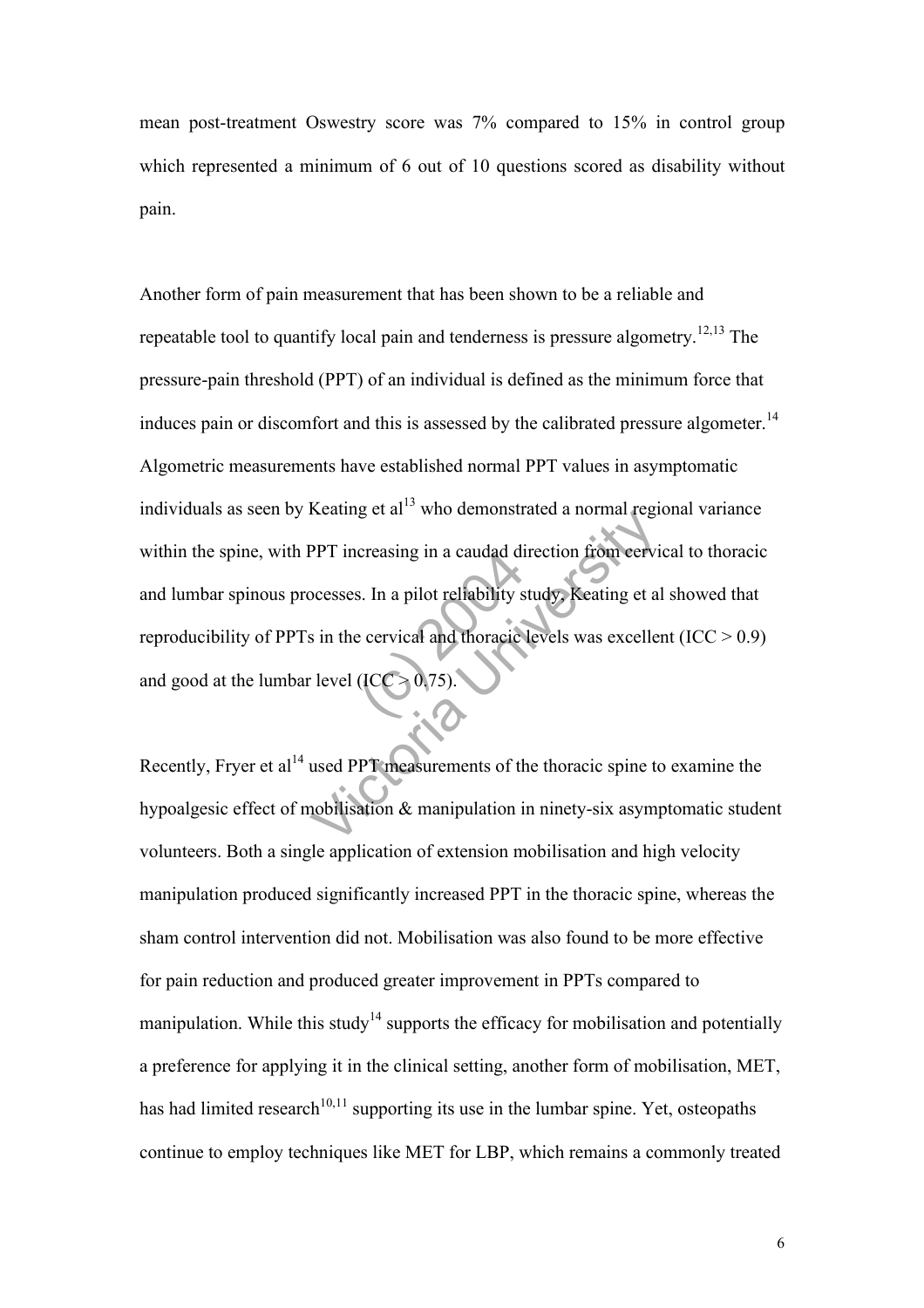mean post-treatment Oswestry score was 7% compared to 15% in control group which represented a minimum of 6 out of 10 questions scored as disability without pain.

Another form of pain measurement that has been shown to be a reliable and repeatable tool to quantify local pain and tenderness is pressure algometry.[12,13] The pressure-pain threshold (PPT) of an individual is defined as the minimum force that induces pain or discomfort and this is assessed by the calibrated pressure algometer.[14] Algometric measurements have established normal PPT values in asymptomatic individuals as seen by Keating et al[13] who demonstrated a normal regional variance within the spine, with PPT increasing in a caudad direction from cervical to thoracic and lumbar spinous processes. In a pilot reliability study, Keating et al showed that reproducibility of PPTs in the cervical and thoracic levels was excellent (ICC > 0.9) and good at the lumbar level (ICC > 0.75).

Recently, Fryer et al[14] used PPT measurements of the thoracic spine to examine the hypoalgesic effect of mobilisation & manipulation in ninety-six asymptomatic student volunteers. Both a single application of extension mobilisation and high velocity manipulation produced significantly increased PPT in the thoracic spine, whereas the sham control intervention did not. Mobilisation was also found to be more effective for pain reduction and produced greater improvement in PPTs compared to manipulation. While this study[14] supports the efficacy for mobilisation and potentially a preference for applying it in the clinical setting, another form of mobilisation, MET, has had limited research[10,11] supporting its use in the lumbar spine. Yet, osteopaths continue to employ techniques like MET for LBP, which remains a commonly treated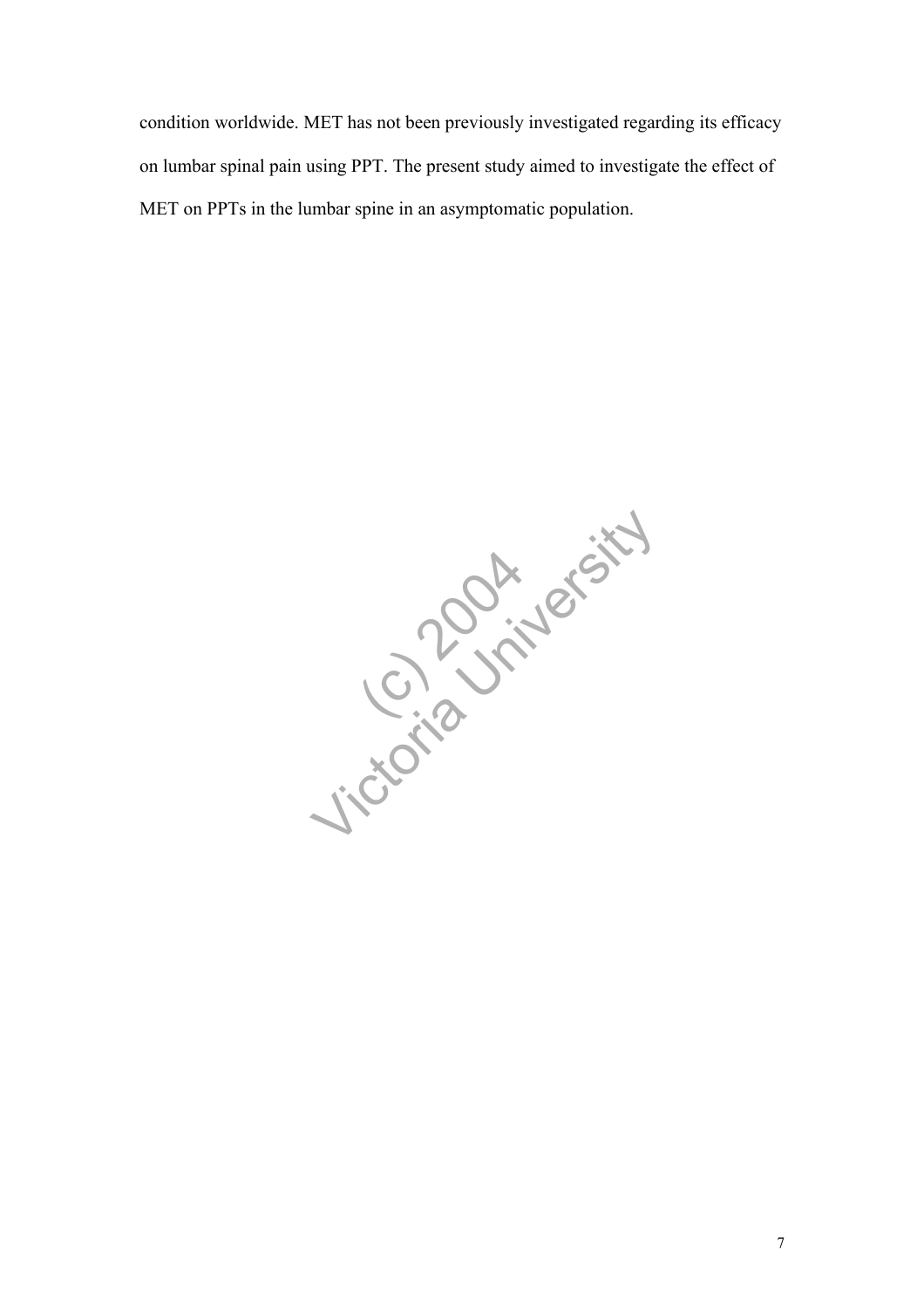condition worldwide. MET has not been previously investigated regarding its efficacy on lumbar spinal pain using PPT. The present study aimed to investigate the effect of MET on PPTs in the lumbar spine in an asymptomatic population.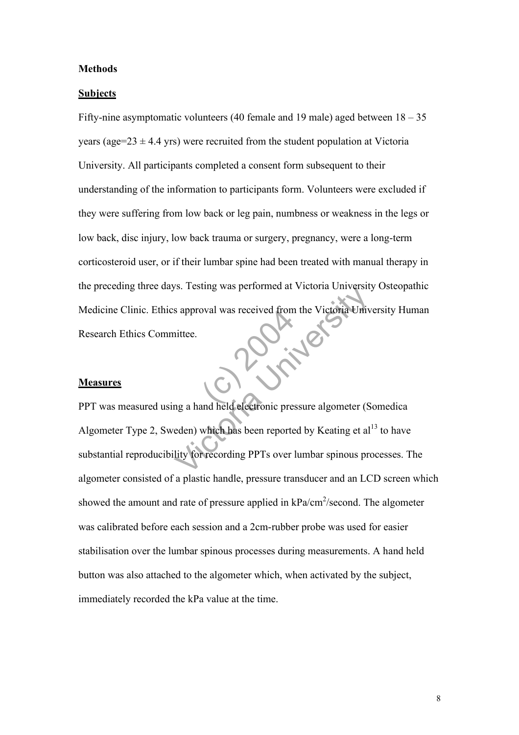# Methods

## Subjects

Fifty-nine asymptomatic volunteers (40 female and 19 male) aged between 18 – 35 years (age=23 ± 4.4 yrs) were recruited from the student population at Victoria University. All participants completed a consent form subsequent to their understanding of the information to participants form. Volunteers were excluded if they were suffering from low back or leg pain, numbness or weakness in the legs or low back, disc injury, low back trauma or surgery, pregnancy, were a long-term corticosteroid user, or if their lumbar spine had been treated with manual therapy in the preceding three days. Testing was performed at Victoria University Osteopathic Medicine Clinic. Ethics approval was received from the Victoria University Human Research Ethics Committee.

## Measures

PPT was measured using a hand held electronic pressure algometer (Somedica Algometer Type 2, Sweden) which has been reported by Keating et al[13] to have substantial reproducibility for recording PPTs over lumbar spinous processes. The algometer consisted of a plastic handle, pressure transducer and an LCD screen which showed the amount and rate of pressure applied in $kPa/cm^2$/second. The algometer was calibrated before each session and a 2cm-rubber probe was used for easier stabilisation over the lumbar spinous processes during measurements. A hand held button was also attached to the algometer which, when activated by the subject, immediately recorded the kPa value at the time.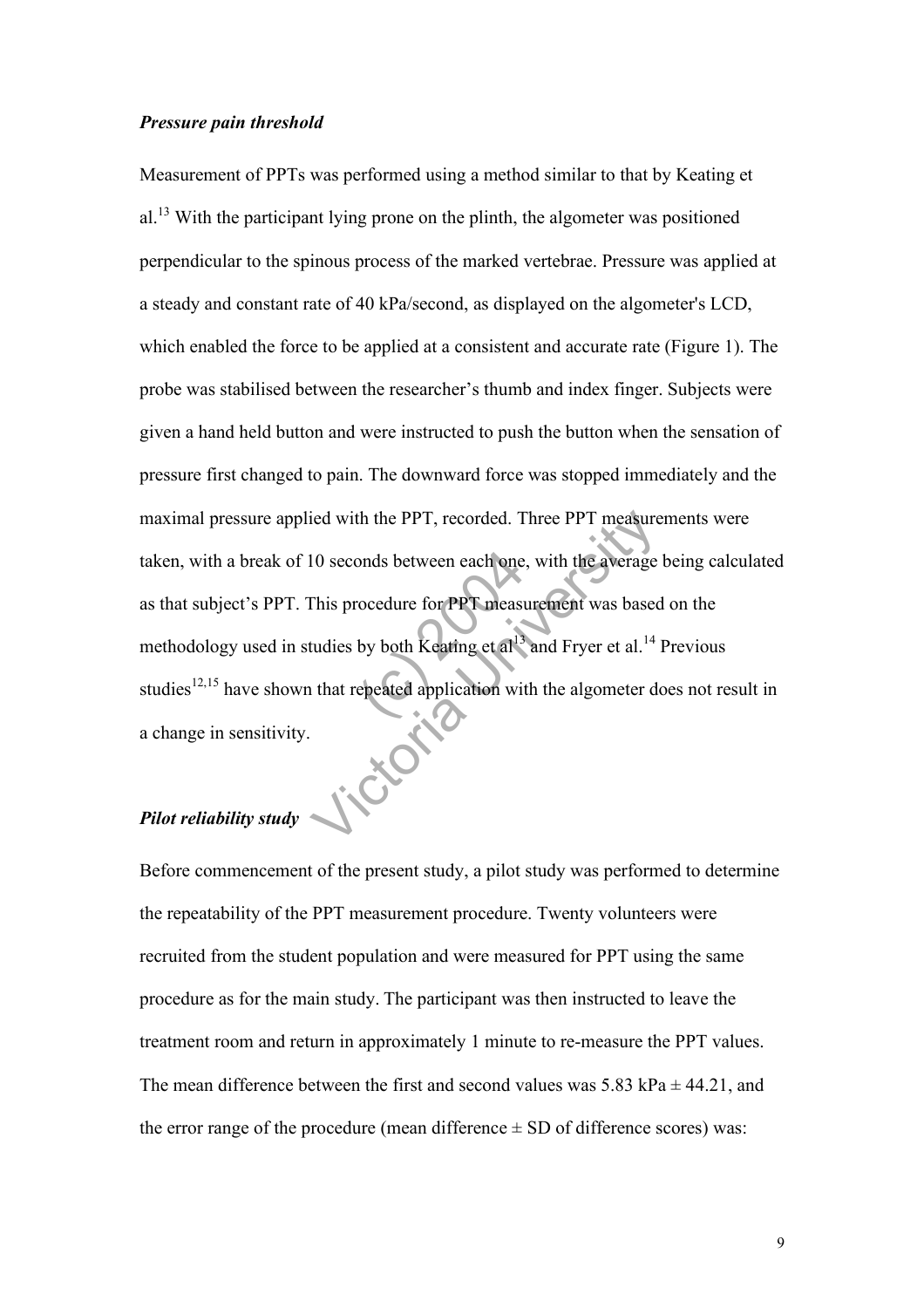### *Pressure pain threshold*

Measurement of PPTs was performed using a method similar to that by Keating et al.[13] With the participant lying prone on the plinth, the algometer was positioned perpendicular to the spinous process of the marked vertebrae. Pressure was applied at a steady and constant rate of 40 kPa/second, as displayed on the algometer's LCD, which enabled the force to be applied at a consistent and accurate rate (Figure 1). The probe was stabilised between the researcher's thumb and index finger. Subjects were given a hand held button and were instructed to push the button when the sensation of pressure first changed to pain. The downward force was stopped immediately and the maximal pressure applied with the PPT, recorded. Three PPT measurements were taken, with a break of 10 seconds between each one, with the average being calculated as that subject's PPT. This procedure for PPT measurement was based on the methodology used in studies by both Keating et al[13] and Fryer et al.[14] Previous studies[12,15] have shown that repeated application with the algometer does not result in a change in sensitivity.

### *Pilot reliability study*

Before commencement of the present study, a pilot study was performed to determine the repeatability of the PPT measurement procedure. Twenty volunteers were recruited from the student population and were measured for PPT using the same procedure as for the main study. The participant was then instructed to leave the treatment room and return in approximately 1 minute to re-measure the PPT values. The mean difference between the first and second values was 5.83 kPa ± 44.21, and the error range of the procedure (mean difference ± SD of difference scores) was: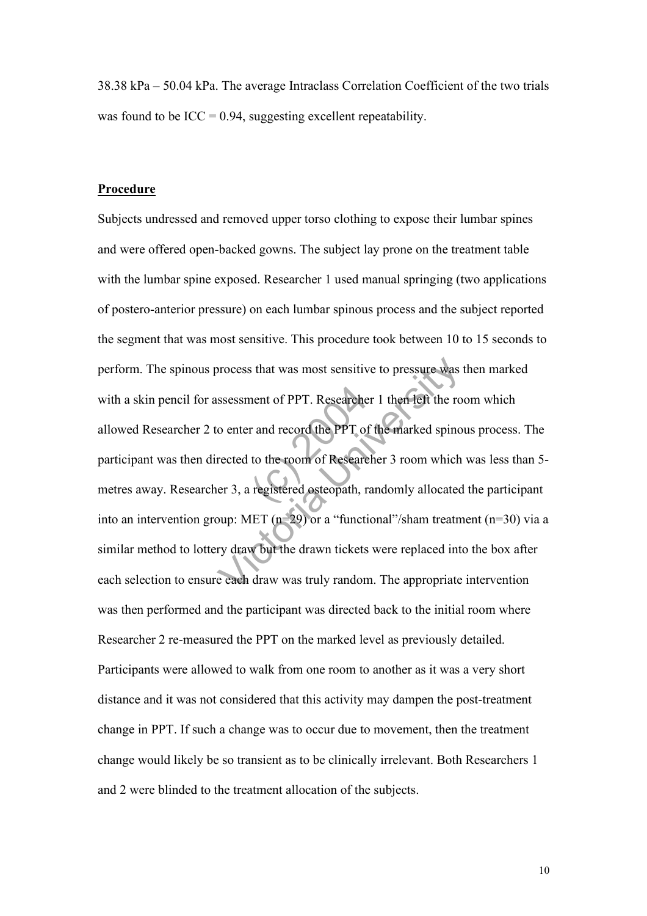38.38 kPa – 50.04 kPa. The average Intraclass Correlation Coefficient of the two trials was found to be ICC = 0.94, suggesting excellent repeatability.

**Procedure**

Subjects undressed and removed upper torso clothing to expose their lumbar spines and were offered open-backed gowns. The subject lay prone on the treatment table with the lumbar spine exposed. Researcher 1 used manual springing (two applications of postero-anterior pressure) on each lumbar spinous process and the subject reported the segment that was most sensitive. This procedure took between 10 to 15 seconds to perform. The spinous process that was most sensitive to pressure was then marked with a skin pencil for assessment of PPT. Researcher 1 then left the room which allowed Researcher 2 to enter and record the PPT of the marked spinous process. The participant was then directed to the room of Researcher 3 room which was less than 5-metres away. Researcher 3, a registered osteopath, randomly allocated the participant into an intervention group: MET (n=29) or a "functional"/sham treatment (n=30) via a similar method to lottery draw but the drawn tickets were replaced into the box after each selection to ensure each draw was truly random. The appropriate intervention was then performed and the participant was directed back to the initial room where Researcher 2 re-measured the PPT on the marked level as previously detailed. Participants were allowed to walk from one room to another as it was a very short distance and it was not considered that this activity may dampen the post-treatment change in PPT. If such a change was to occur due to movement, then the treatment change would likely be so transient as to be clinically irrelevant. Both Researchers 1 and 2 were blinded to the treatment allocation of the subjects.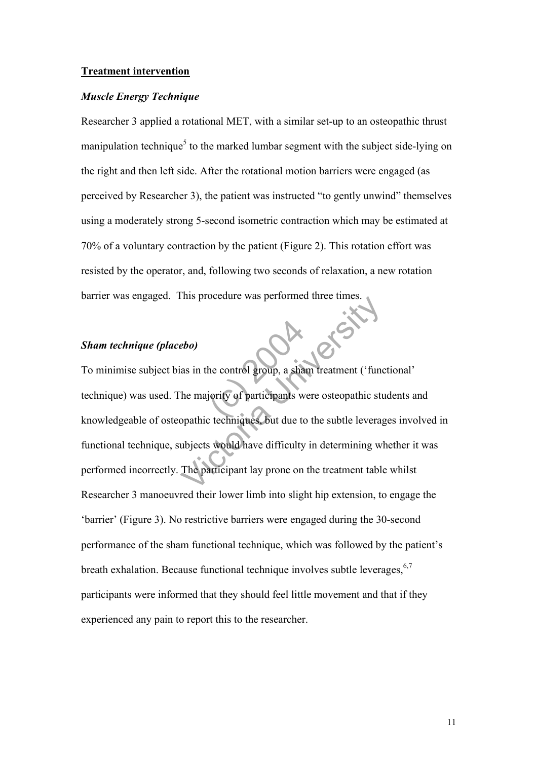**Treatment intervention**

***Muscle Energy Technique***

Researcher 3 applied a rotational MET, with a similar set-up to an osteopathic thrust manipulation technique[5] to the marked lumbar segment with the subject side-lying on the right and then left side. After the rotational motion barriers were engaged (as perceived by Researcher 3), the patient was instructed "to gently unwind" themselves using a moderately strong 5-second isometric contraction which may be estimated at 70% of a voluntary contraction by the patient (Figure 2). This rotation effort was resisted by the operator, and, following two seconds of relaxation, a new rotation barrier was engaged. This procedure was performed three times.

***Sham technique (placebo)***

To minimise subject bias in the control group, a sham treatment ('functional' technique) was used. The majority of participants were osteopathic students and knowledgeable of osteopathic techniques, but due to the subtle leverages involved in functional technique, subjects would have difficulty in determining whether it was performed incorrectly. The participant lay prone on the treatment table whilst Researcher 3 manoeuvred their lower limb into slight hip extension, to engage the 'barrier' (Figure 3). No restrictive barriers were engaged during the 30-second performance of the sham functional technique, which was followed by the patient's breath exhalation. Because functional technique involves subtle leverages,[6,7] participants were informed that they should feel little movement and that if they experienced any pain to report this to the researcher.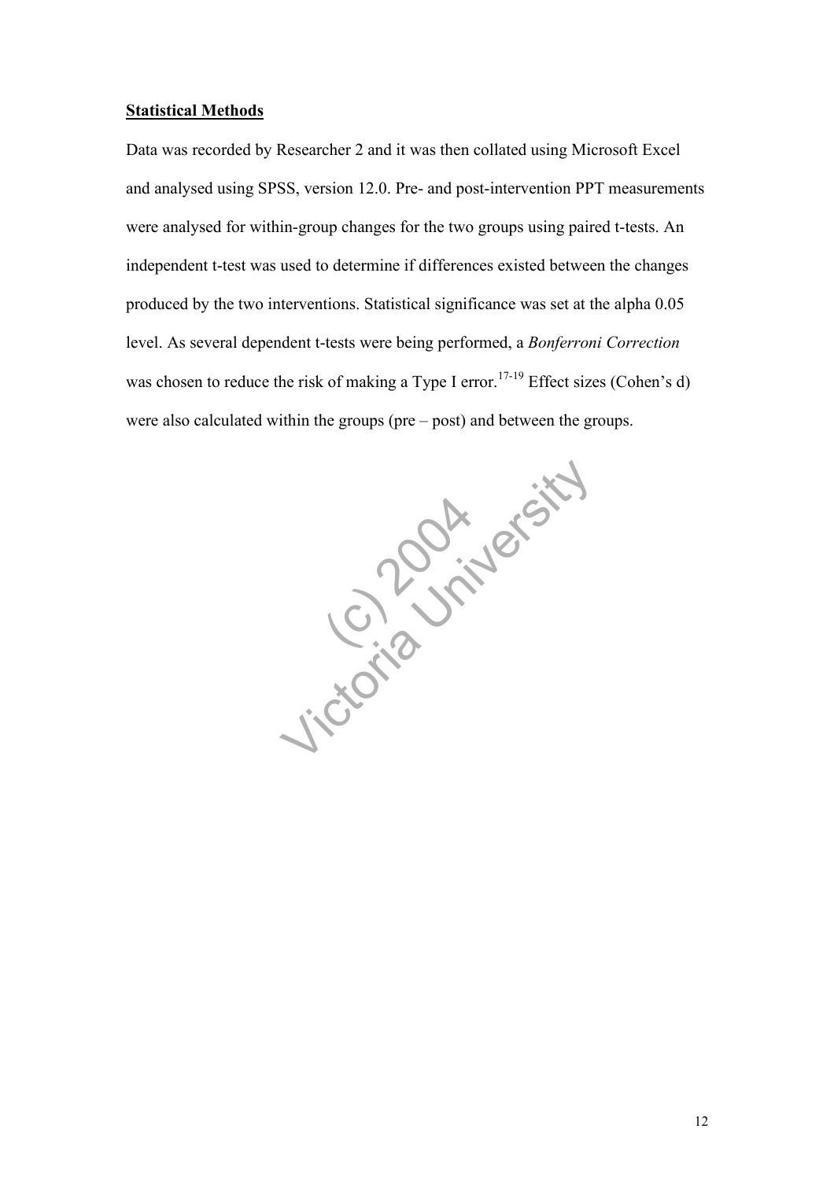**Statistical Methods**

Data was recorded by Researcher 2 and it was then collated using Microsoft Excel and analysed using SPSS, version 12.0. Pre- and post-intervention PPT measurements were analysed for within-group changes for the two groups using paired t-tests. An independent t-test was used to determine if differences existed between the changes produced by the two interventions. Statistical significance was set at the alpha 0.05 level. As several dependent t-tests were being performed, a *Bonferroni Correction* was chosen to reduce the risk of making a Type I error.[17-19] Effect sizes (Cohen's d) were also calculated within the groups (pre – post) and between the groups.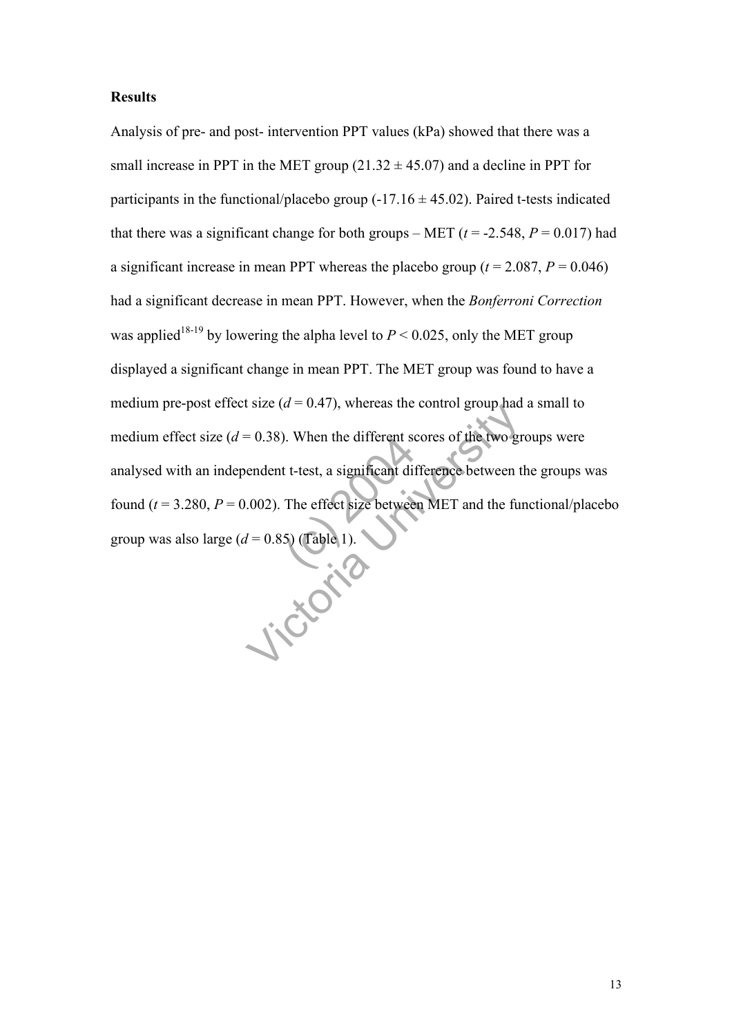## Results

Analysis of pre- and post- intervention PPT values (kPa) showed that there was a small increase in PPT in the MET group ($21.32 \pm 45.07$) and a decline in PPT for participants in the functional/placebo group ($-17.16 \pm 45.02$). Paired t-tests indicated that there was a significant change for both groups – MET ($t = -2.548$, $P = 0.017$) had a significant increase in mean PPT whereas the placebo group ($t = 2.087$, $P = 0.046$) had a significant decrease in mean PPT. However, when the *Bonferroni Correction* was applied[18-19] by lowering the alpha level to $P < 0.025$, only the MET group displayed a significant change in mean PPT. The MET group was found to have a medium pre-post effect size ($d = 0.47$), whereas the control group had a small to medium effect size ($d = 0.38$). When the different scores of the two groups were analysed with an independent t-test, a significant difference between the groups was found ($t = 3.280$, $P = 0.002$). The effect size between MET and the functional/placebo group was also large ($d = 0.85$) (Table 1).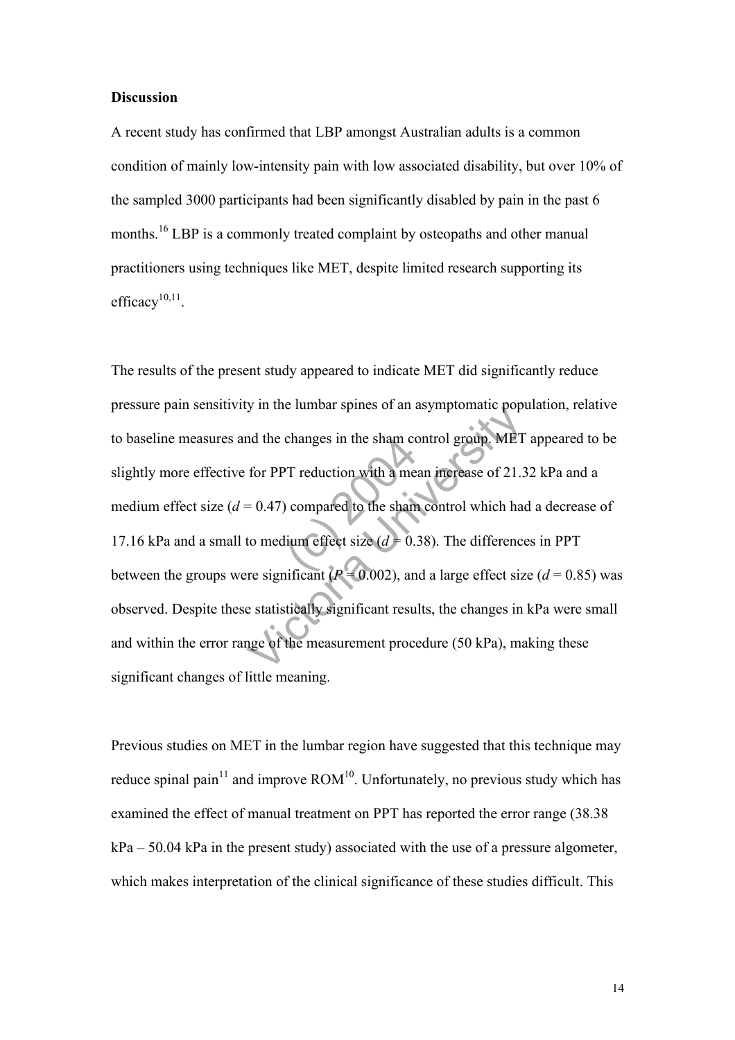### Discussion

A recent study has confirmed that LBP amongst Australian adults is a common condition of mainly low-intensity pain with low associated disability, but over 10% of the sampled 3000 participants had been significantly disabled by pain in the past 6 months.[16] LBP is a commonly treated complaint by osteopaths and other manual practitioners using techniques like MET, despite limited research supporting its efficacy[10,11].

The results of the present study appeared to indicate MET did significantly reduce pressure pain sensitivity in the lumbar spines of an asymptomatic population, relative to baseline measures and the changes in the sham control group. MET appeared to be slightly more effective for PPT reduction with a mean increase of 21.32 kPa and a medium effect size ($d = 0.47$) compared to the sham control which had a decrease of 17.16 kPa and a small to medium effect size ($d = 0.38$). The differences in PPT between the groups were significant ($P = 0.002$), and a large effect size ($d = 0.85$) was observed. Despite these statistically significant results, the changes in kPa were small and within the error range of the measurement procedure (50 kPa), making these significant changes of little meaning.

Previous studies on MET in the lumbar region have suggested that this technique may reduce spinal pain[11] and improve ROM[10]. Unfortunately, no previous study which has examined the effect of manual treatment on PPT has reported the error range (38.38 kPa – 50.04 kPa in the present study) associated with the use of a pressure algometer, which makes interpretation of the clinical significance of these studies difficult. This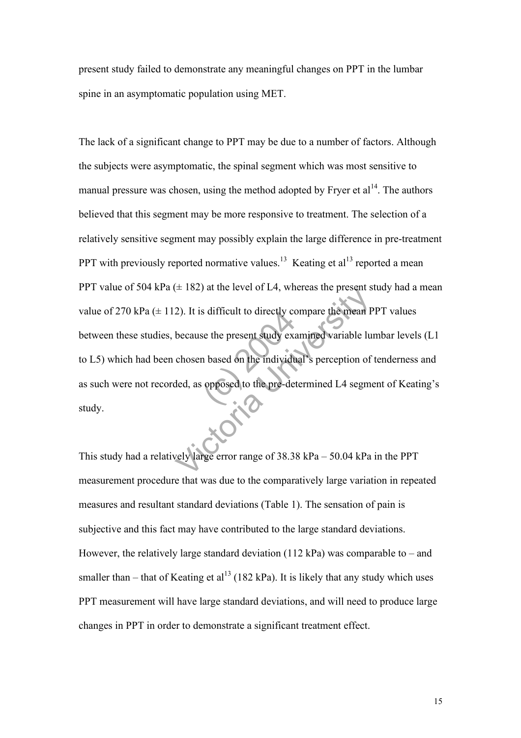present study failed to demonstrate any meaningful changes on PPT in the lumbar spine in an asymptomatic population using MET.

The lack of a significant change to PPT may be due to a number of factors. Although the subjects were asymptomatic, the spinal segment which was most sensitive to manual pressure was chosen, using the method adopted by Fryer et al[14]. The authors believed that this segment may be more responsive to treatment. The selection of a relatively sensitive segment may possibly explain the large difference in pre-treatment PPT with previously reported normative values.[13] Keating et al[13] reported a mean PPT value of 504 kPa (± 182) at the level of L4, whereas the present study had a mean value of 270 kPa (± 112). It is difficult to directly compare the mean PPT values between these studies, because the present study examined variable lumbar levels (L1 to L5) which had been chosen based on the individual's perception of tenderness and as such were not recorded, as opposed to the pre-determined L4 segment of Keating's study.

This study had a relatively large error range of 38.38 kPa – 50.04 kPa in the PPT measurement procedure that was due to the comparatively large variation in repeated measures and resultant standard deviations (Table 1). The sensation of pain is subjective and this fact may have contributed to the large standard deviations. However, the relatively large standard deviation (112 kPa) was comparable to – and smaller than – that of Keating et al[13] (182 kPa). It is likely that any study which uses PPT measurement will have large standard deviations, and will need to produce large changes in PPT in order to demonstrate a significant treatment effect.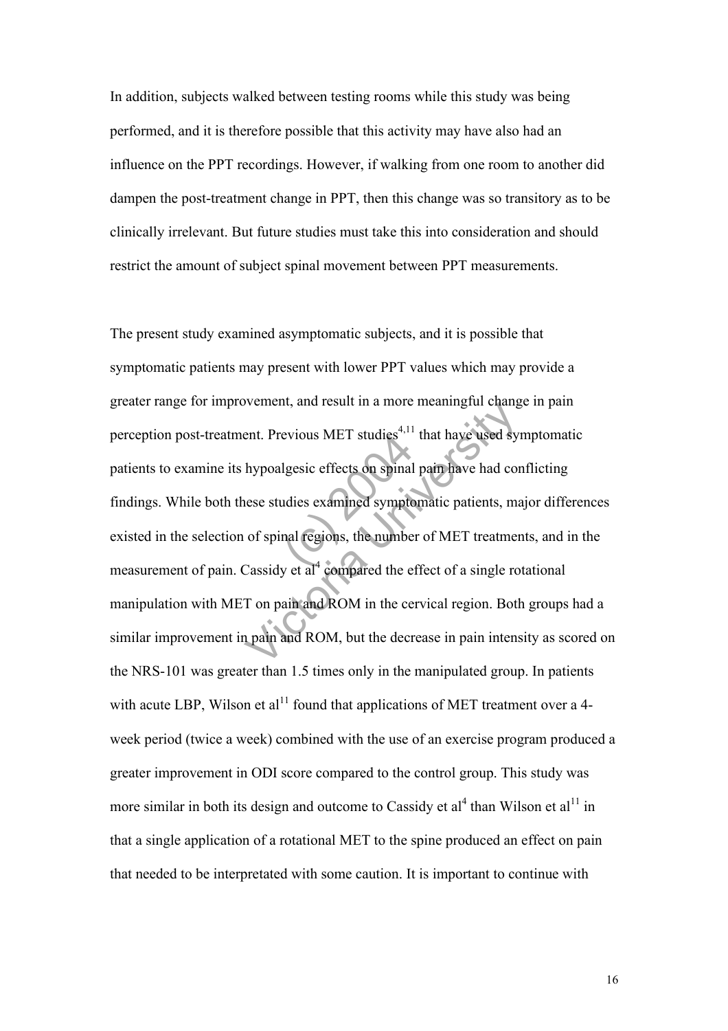In addition, subjects walked between testing rooms while this study was being performed, and it is therefore possible that this activity may have also had an influence on the PPT recordings. However, if walking from one room to another did dampen the post-treatment change in PPT, then this change was so transitory as to be clinically irrelevant. But future studies must take this into consideration and should restrict the amount of subject spinal movement between PPT measurements.

The present study examined asymptomatic subjects, and it is possible that symptomatic patients may present with lower PPT values which may provide a greater range for improvement, and result in a more meaningful change in pain perception post-treatment. Previous MET studies[4,11] that have used symptomatic patients to examine its hypoalgesic effects on spinal pain have had conflicting findings. While both these studies examined symptomatic patients, major differences existed in the selection of spinal regions, the number of MET treatments, and in the measurement of pain. Cassidy et al[4] compared the effect of a single rotational manipulation with MET on pain and ROM in the cervical region. Both groups had a similar improvement in pain and ROM, but the decrease in pain intensity as scored on the NRS-101 was greater than 1.5 times only in the manipulated group. In patients with acute LBP, Wilson et al[11] found that applications of MET treatment over a 4-week period (twice a week) combined with the use of an exercise program produced a greater improvement in ODI score compared to the control group. This study was more similar in both its design and outcome to Cassidy et al[4] than Wilson et al[11] in that a single application of a rotational MET to the spine produced an effect on pain that needed to be interpretated with some caution. It is important to continue with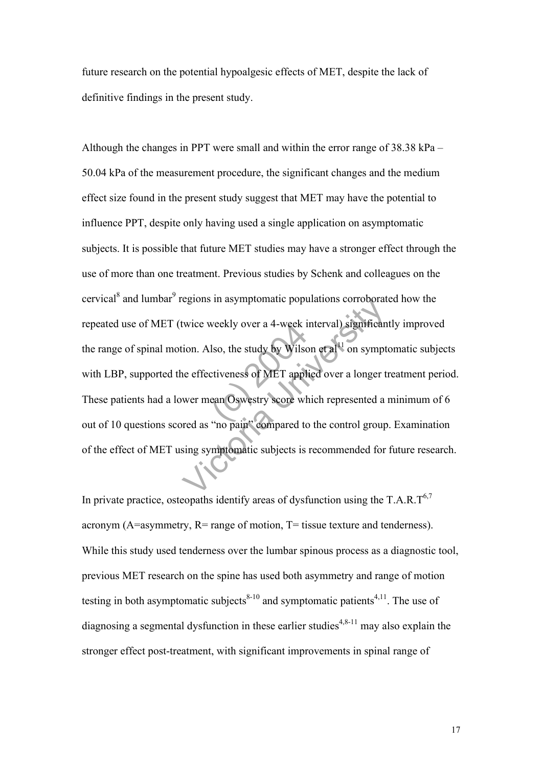future research on the potential hypoalgesic effects of MET, despite the lack of definitive findings in the present study.

Although the changes in PPT were small and within the error range of 38.38 kPa – 50.04 kPa of the measurement procedure, the significant changes and the medium effect size found in the present study suggest that MET may have the potential to influence PPT, despite only having used a single application on asymptomatic subjects. It is possible that future MET studies may have a stronger effect through the use of more than one treatment. Previous studies by Schenk and colleagues on the cervical[8] and lumbar[9] regions in asymptomatic populations corroborated how the repeated use of MET (twice weekly over a 4-week interval) significantly improved the range of spinal motion. Also, the study by Wilson et al[11] on symptomatic subjects with LBP, supported the effectiveness of MET applied over a longer treatment period. These patients had a lower mean Oswestry score which represented a minimum of 6 out of 10 questions scored as "no pain" compared to the control group. Examination of the effect of MET using symptomatic subjects is recommended for future research.

In private practice, osteopaths identify areas of dysfunction using the T.A.R.T[6,7] acronym (A=asymmetry, R= range of motion, T= tissue texture and tenderness). While this study used tenderness over the lumbar spinous process as a diagnostic tool, previous MET research on the spine has used both asymmetry and range of motion testing in both asymptomatic subjects[8-10] and symptomatic patients[4,11]. The use of diagnosing a segmental dysfunction in these earlier studies[4,8-11] may also explain the stronger effect post-treatment, with significant improvements in spinal range of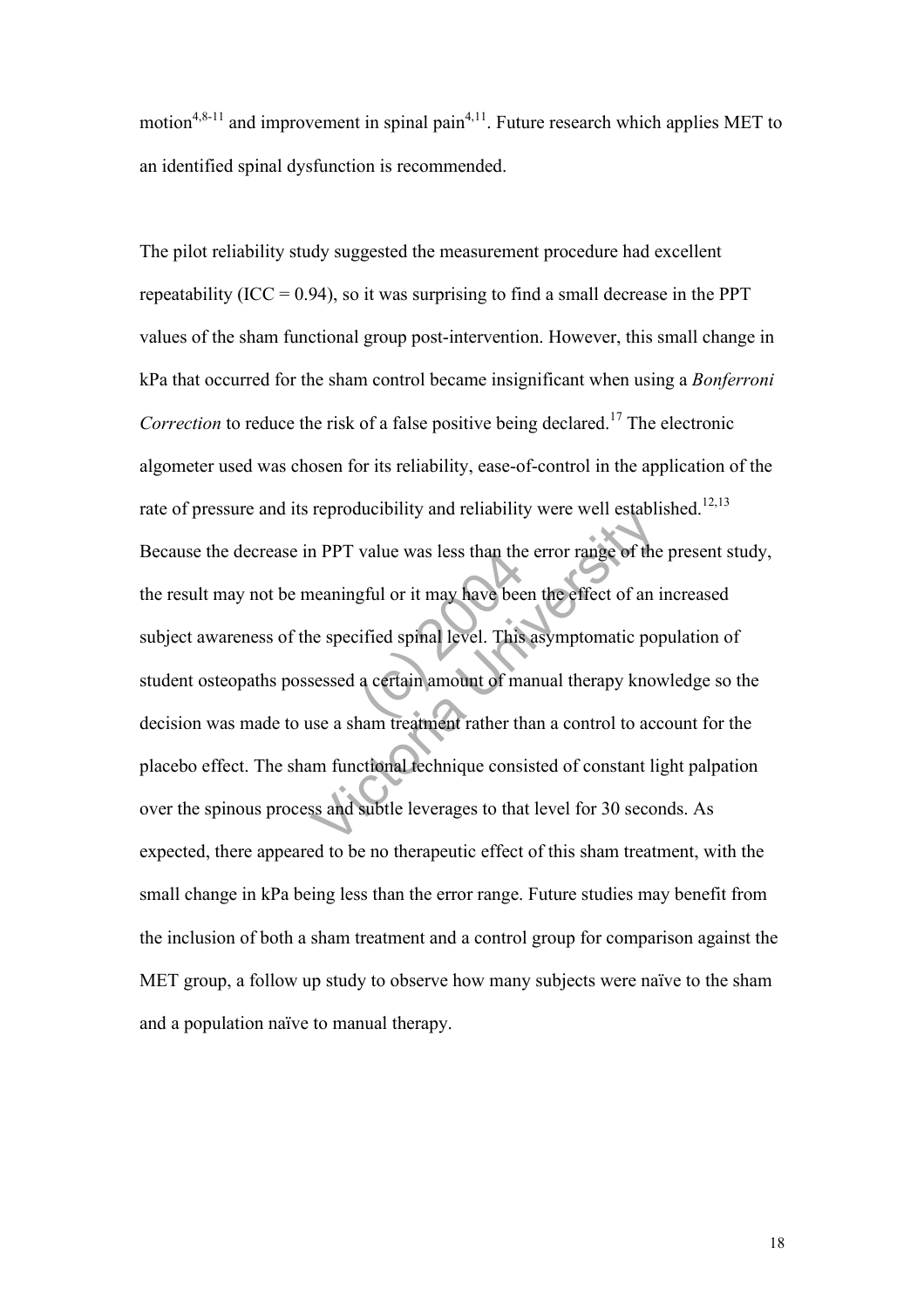motion[4,8-11] and improvement in spinal pain[4,11]. Future research which applies MET to an identified spinal dysfunction is recommended.

The pilot reliability study suggested the measurement procedure had excellent repeatability (ICC = 0.94), so it was surprising to find a small decrease in the PPT values of the sham functional group post-intervention. However, this small change in kPa that occurred for the sham control became insignificant when using a *Bonferroni Correction* to reduce the risk of a false positive being declared.[17] The electronic algometer used was chosen for its reliability, ease-of-control in the application of the rate of pressure and its reproducibility and reliability were well established.[12,13] Because the decrease in PPT value was less than the error range of the present study, the result may not be meaningful or it may have been the effect of an increased subject awareness of the specified spinal level. This asymptomatic population of student osteopaths possessed a certain amount of manual therapy knowledge so the decision was made to use a sham treatment rather than a control to account for the placebo effect. The sham functional technique consisted of constant light palpation over the spinous process and subtle leverages to that level for 30 seconds. As expected, there appeared to be no therapeutic effect of this sham treatment, with the small change in kPa being less than the error range. Future studies may benefit from the inclusion of both a sham treatment and a control group for comparison against the MET group, a follow up study to observe how many subjects were naïve to the sham and a population naïve to manual therapy.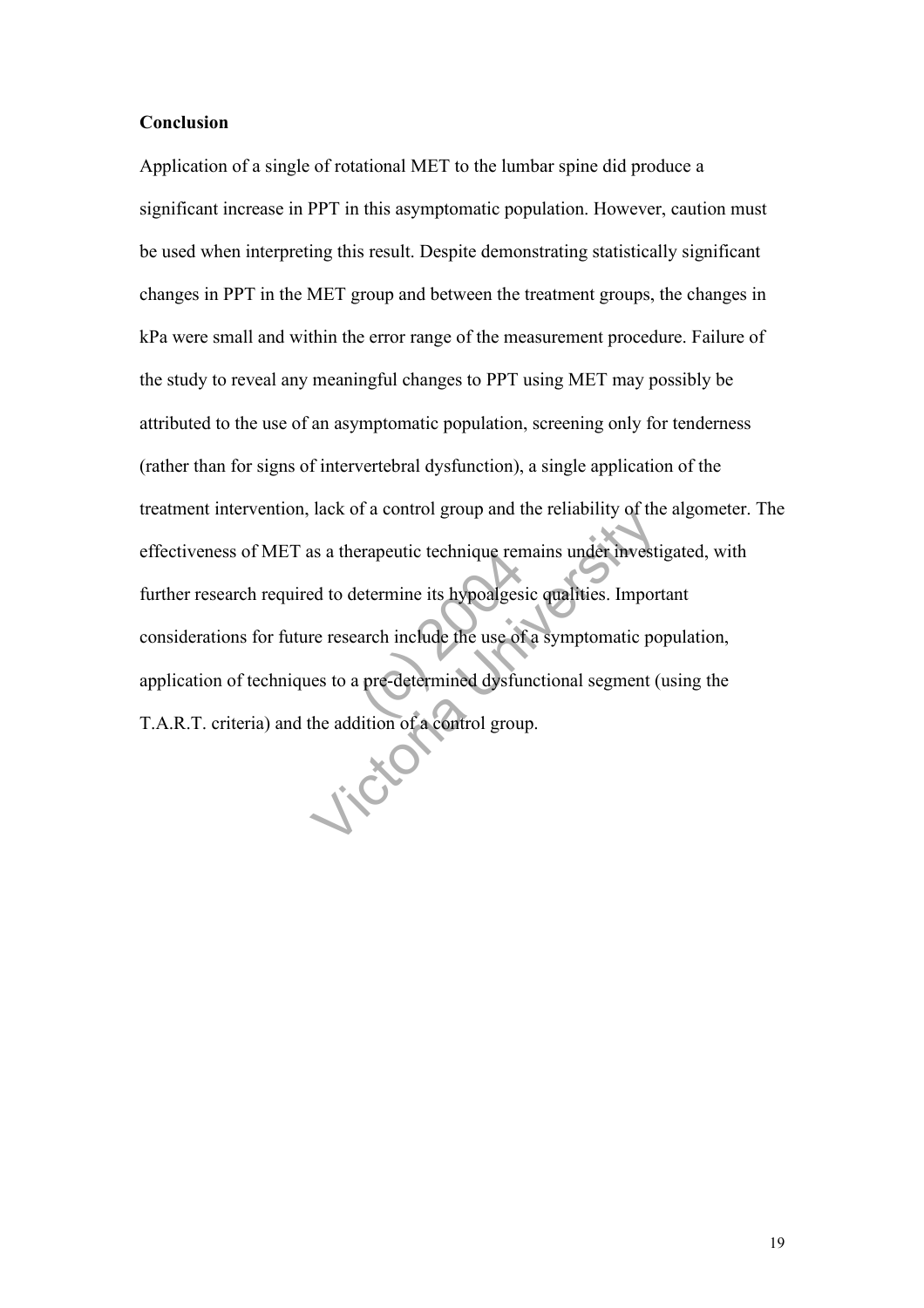**Conclusion**

Application of a single of rotational MET to the lumbar spine did produce a significant increase in PPT in this asymptomatic population. However, caution must be used when interpreting this result. Despite demonstrating statistically significant changes in PPT in the MET group and between the treatment groups, the changes in kPa were small and within the error range of the measurement procedure. Failure of the study to reveal any meaningful changes to PPT using MET may possibly be attributed to the use of an asymptomatic population, screening only for tenderness (rather than for signs of intervertebral dysfunction), a single application of the treatment intervention, lack of a control group and the reliability of the algometer. The effectiveness of MET as a therapeutic technique remains under investigated, with further research required to determine its hypoalgesic qualities. Important considerations for future research include the use of a symptomatic population, application of techniques to a pre-determined dysfunctional segment (using the T.A.R.T. criteria) and the addition of a control group.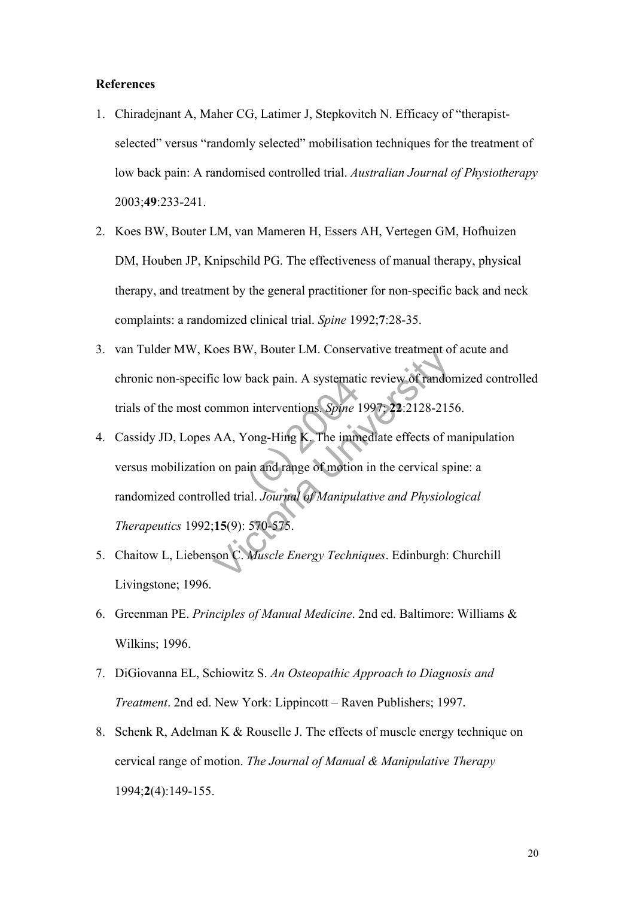**References**

1. Chiradejnant A, Maher CG, Latimer J, Stepkovitch N. Efficacy of "therapist-selected" versus "randomly selected" mobilisation techniques for the treatment of low back pain: A randomised controlled trial. *Australian Journal of Physiotherapy* 2003;**49**:233-241.
2. Koes BW, Bouter LM, van Mameren H, Essers AH, Vertegen GM, Hofhuizen DM, Houben JP, Knipschild PG. The effectiveness of manual therapy, physical therapy, and treatment by the general practitioner for non-specific back and neck complaints: a randomized clinical trial. *Spine* 1992;**7**:28-35.
3. van Tulder MW, Koes BW, Bouter LM. Conservative treatment of acute and chronic non-specific low back pain. A systematic review of randomized controlled trials of the most common interventions. *Spine* 1997; **22**:2128-2156.
4. Cassidy JD, Lopes AA, Yong-Hing K. The immediate effects of manipulation versus mobilization on pain and range of motion in the cervical spine: a randomized controlled trial. *Journal of Manipulative and Physiological Therapeutics* 1992;**15**(9): 570-575.
5. Chaitow L, Liebenson C. *Muscle Energy Techniques*. Edinburgh: Churchill Livingstone; 1996.
6. Greenman PE. *Principles of Manual Medicine*. 2nd ed. Baltimore: Williams & Wilkins; 1996.
7. DiGiovanna EL, Schiowitz S. *An Osteopathic Approach to Diagnosis and Treatment*. 2nd ed. New York: Lippincott – Raven Publishers; 1997.
8. Schenk R, Adelman K & Rouselle J. The effects of muscle energy technique on cervical range of motion. *The Journal of Manual & Manipulative Therapy* 1994;**2**(4):149-155.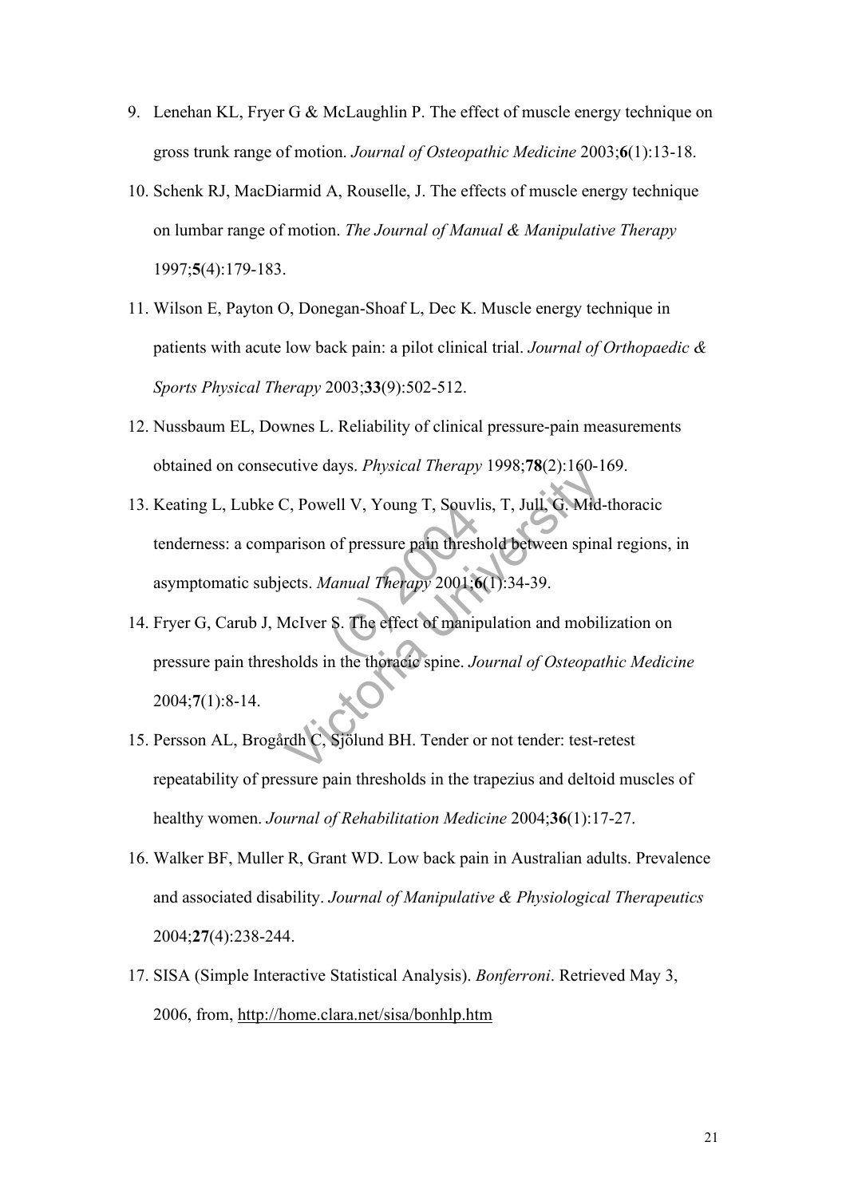9. Lenehan KL, Fryer G & McLaughlin P. The effect of muscle energy technique on gross trunk range of motion. *Journal of Osteopathic Medicine* 2003;**6**(1):13-18.
10. Schenk RJ, MacDiarmid A, Rouselle, J. The effects of muscle energy technique on lumbar range of motion. *The Journal of Manual & Manipulative Therapy* 1997;**5**(4):179-183.
11. Wilson E, Payton O, Donegan-Shoaf L, Dec K. Muscle energy technique in patients with acute low back pain: a pilot clinical trial. *Journal of Orthopaedic & Sports Physical Therapy* 2003;**33**(9):502-512.
12. Nussbaum EL, Downes L. Reliability of clinical pressure-pain measurements obtained on consecutive days. *Physical Therapy* 1998;**78**(2):160-169.
13. Keating L, Lubke C, Powell V, Young T, Souvlis, T, Jull, G. Mid-thoracic tenderness: a comparison of pressure pain threshold between spinal regions, in asymptomatic subjects. *Manual Therapy* 2001;**6**(1):34-39.
14. Fryer G, Carub J, McIver S. The effect of manipulation and mobilization on pressure pain thresholds in the thoracic spine. *Journal of Osteopathic Medicine* 2004;**7**(1):8-14.
15. Persson AL, Brogårdh C, Sjölund BH. Tender or not tender: test-retest repeatability of pressure pain thresholds in the trapezius and deltoid muscles of healthy women. *Journal of Rehabilitation Medicine* 2004;**36**(1):17-27.
16. Walker BF, Muller R, Grant WD. Low back pain in Australian adults. Prevalence and associated disability. *Journal of Manipulative & Physiological Therapeutics* 2004;**27**(4):238-244.
17. SISA (Simple Interactive Statistical Analysis). *Bonferroni*. Retrieved May 3, 2006, from, http://home.clara.net/sisa/bonhlp.htm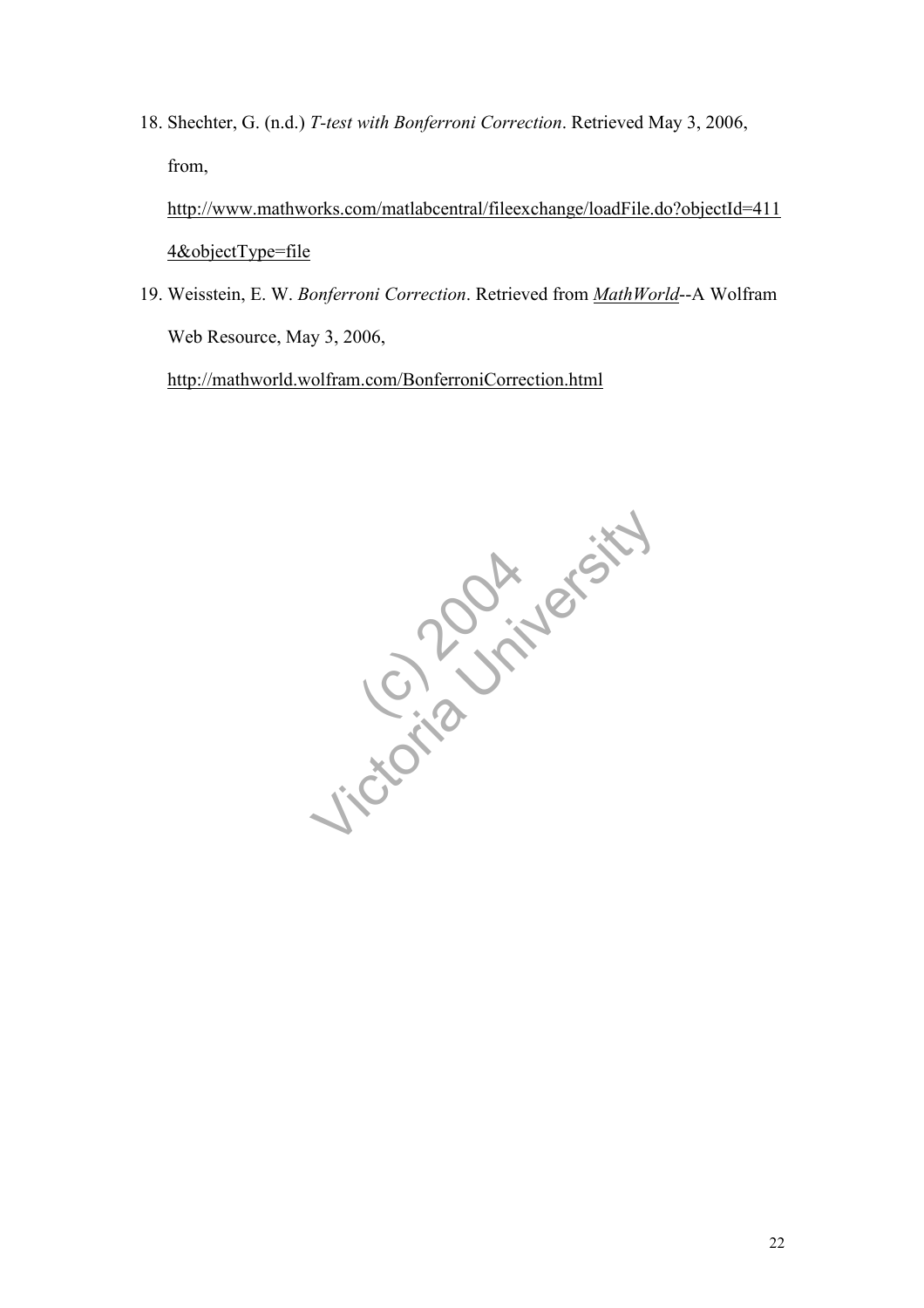18. Shechter, G. (n.d.) *T-test with Bonferroni Correction*. Retrieved May 3, 2006, from, http://www.mathworks.com/matlabcentral/fileexchange/loadFile.do?objectId=4114&objectType=file

19. Weisstein, E. W. *Bonferroni Correction*. Retrieved from *MathWorld*--A Wolfram Web Resource, May 3, 2006, http://mathworld.wolfram.com/BonferroniCorrection.html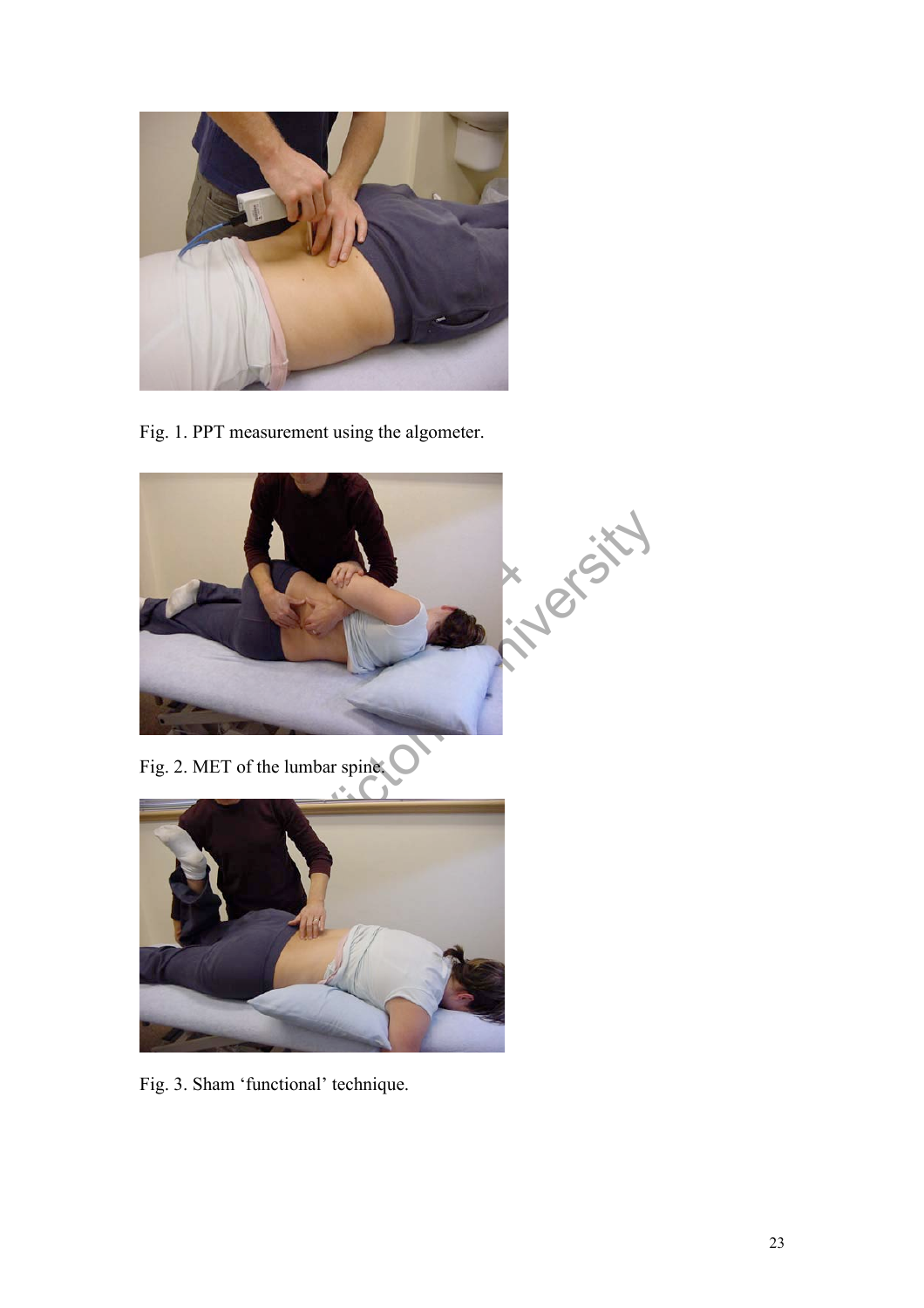Fig. 1. PPT measurement using the algometer.

Fig. 2. MET of the lumbar spine.

Fig. 3. Sham 'functional' technique.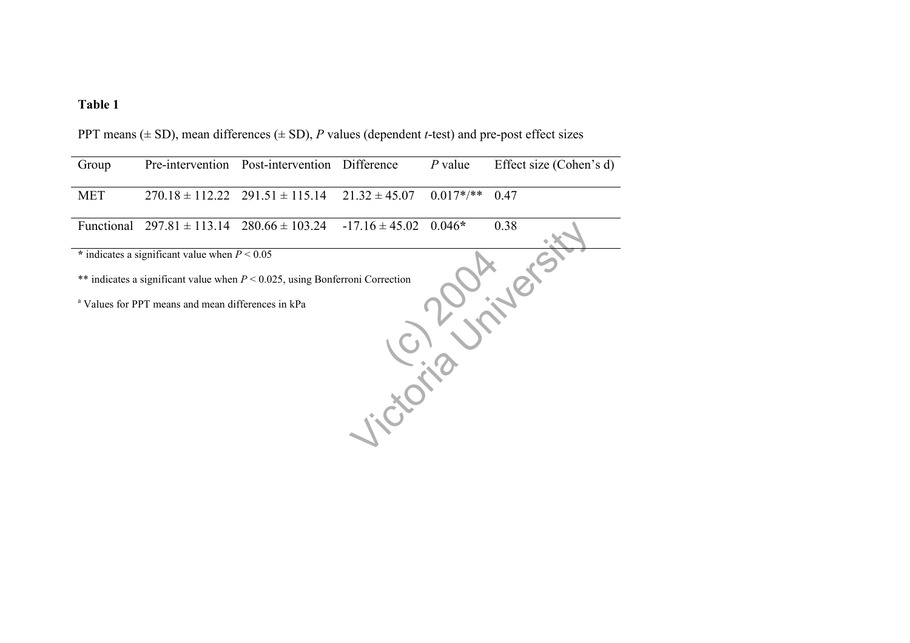**Table 1**

PPT means (± SD), mean differences (± SD), *P* values (dependent *t*-test) and pre-post effect sizes

| Group | Pre-intervention | Post-intervention | Difference | *P* value | Effect size (Cohen's d) |
|---|---|---|---|---|---|
| MET | 270.18 ± 112.22 | 291.51 ± 115.14 | 21.32 ± 45.07 | 0.017*/** | 0.47 |
| Functional | 297.81 ± 113.14 | 280.66 ± 103.24 | -17.16 ± 45.02 | 0.046* | 0.38 |

\* indicates a significant value when $P < 0.05$

\** indicates a significant value when $P < 0.025$, using Bonferroni Correction

[a] Values for PPT means and mean differences in kPa